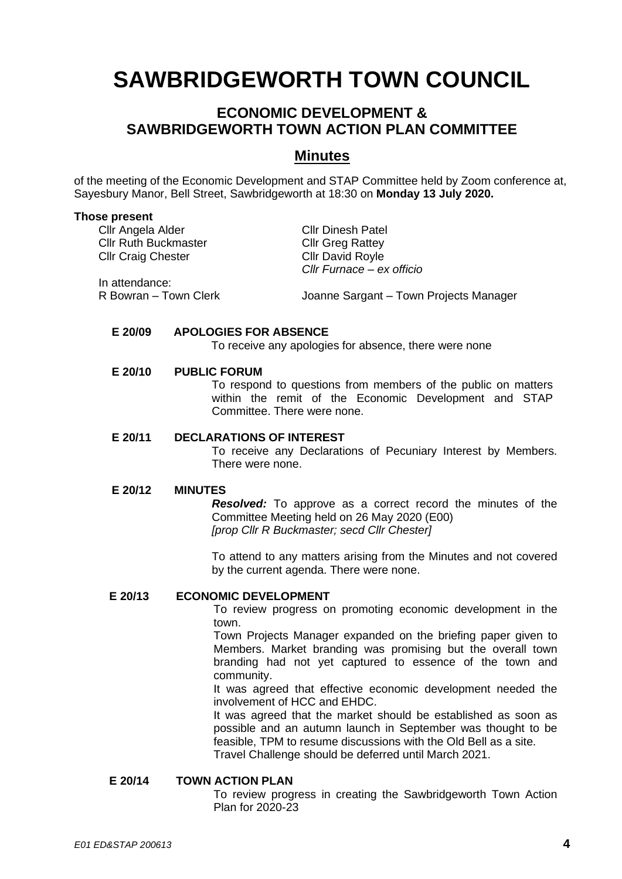# SAWBRIDGEWORTH TOWN COUNCIL

## ECONOMIC DEVELOPMENT & SAWBRIDGEWORTH TOWN ACTION PLAN COMMITTEE

## Minutes

of the meeting of the Economic Development and STAP Committee held by Zoom conference at, Sayesbury Manor, Bell Street, Sawbridgeworth at 18:30 on **Monday 13 July 2020.**

**Those present**

Cllr Angela Alder
Cllr Ruth Buckmaster
Cllr Craig Chester
Cllr Dinesh Patel
Cllr Greg Rattey
Cllr David Royle
*Cllr Furnace – ex officio*

In attendance:
R Bowran – Town Clerk
Joanne Sargant – Town Projects Manager

**E 20/09 APOLOGIES FOR ABSENCE**

To receive any apologies for absence, there were none

**E 20/10 PUBLIC FORUM**

To respond to questions from members of the public on matters within the remit of the Economic Development and STAP Committee. There were none.

**E 20/11 DECLARATIONS OF INTEREST**

To receive any Declarations of Pecuniary Interest by Members. There were none.

**E 20/12 MINUTES**

***Resolved:*** To approve as a correct record the minutes of the Committee Meeting held on 26 May 2020 (E00)
*[prop Cllr R Buckmaster; secd Cllr Chester]*

To attend to any matters arising from the Minutes and not covered by the current agenda. There were none.

**E 20/13 ECONOMIC DEVELOPMENT**

To review progress on promoting economic development in the town.

Town Projects Manager expanded on the briefing paper given to Members. Market branding was promising but the overall town branding had not yet captured to essence of the town and community.

It was agreed that effective economic development needed the involvement of HCC and EHDC.

It was agreed that the market should be established as soon as possible and an autumn launch in September was thought to be feasible, TPM to resume discussions with the Old Bell as a site.

Travel Challenge should be deferred until March 2021.

**E 20/14 TOWN ACTION PLAN**

To review progress in creating the Sawbridgeworth Town Action Plan for 2020-23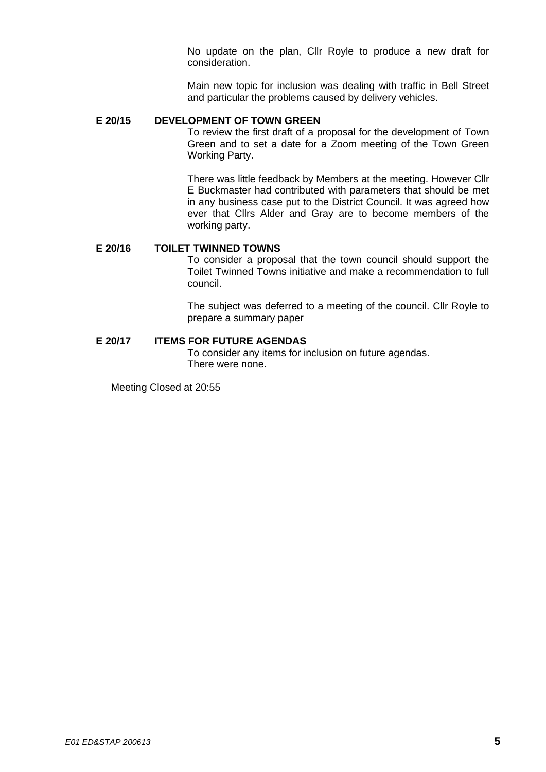No update on the plan, Cllr Royle to produce a new draft for consideration.

Main new topic for inclusion was dealing with traffic in Bell Street and particular the problems caused by delivery vehicles.

**E 20/15 DEVELOPMENT OF TOWN GREEN**

To review the first draft of a proposal for the development of Town Green and to set a date for a Zoom meeting of the Town Green Working Party.

There was little feedback by Members at the meeting. However Cllr E Buckmaster had contributed with parameters that should be met in any business case put to the District Council. It was agreed how ever that Cllrs Alder and Gray are to become members of the working party.

**E 20/16 TOILET TWINNED TOWNS**

To consider a proposal that the town council should support the Toilet Twinned Towns initiative and make a recommendation to full council.

The subject was deferred to a meeting of the council. Cllr Royle to prepare a summary paper

**E 20/17 ITEMS FOR FUTURE AGENDAS**

To consider any items for inclusion on future agendas.
There were none.

Meeting Closed at 20:55